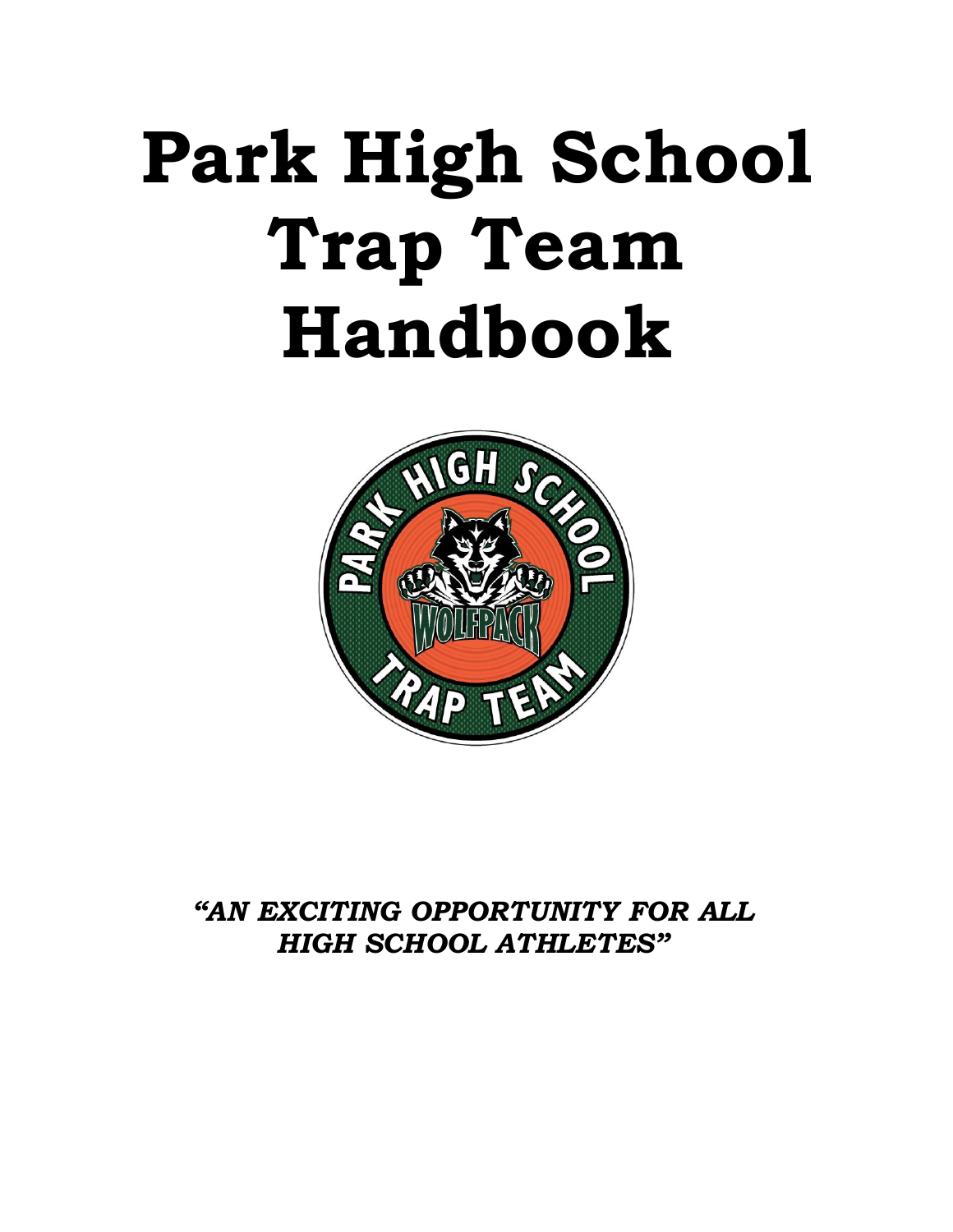# Park High School Trap Team Handbook

***"AN EXCITING OPPORTUNITY FOR ALL HIGH SCHOOL ATHLETES"***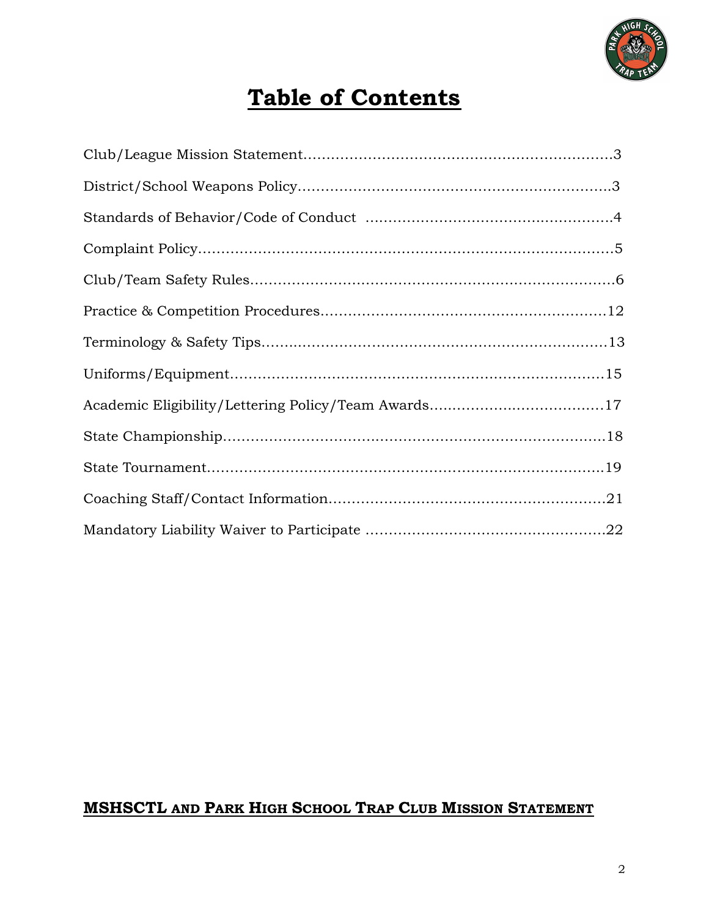# Table of Contents

| Section | Page |
|---|---|
| Club/League Mission Statement | 3 |
| District/School Weapons Policy | 3 |
| Standards of Behavior/Code of Conduct | 4 |
| Complaint Policy | 5 |
| Club/Team Safety Rules | 6 |
| Practice & Competition Procedures | 12 |
| Terminology & Safety Tips | 13 |
| Uniforms/Equipment | 15 |
| Academic Eligibility/Lettering Policy/Team Awards | 17 |
| State Championship | 18 |
| State Tournament | 19 |
| Coaching Staff/Contact Information | 21 |
| Mandatory Liability Waiver to Participate | 22 |

## MSHSCTL AND PARK HIGH SCHOOL TRAP CLUB MISSION STATEMENT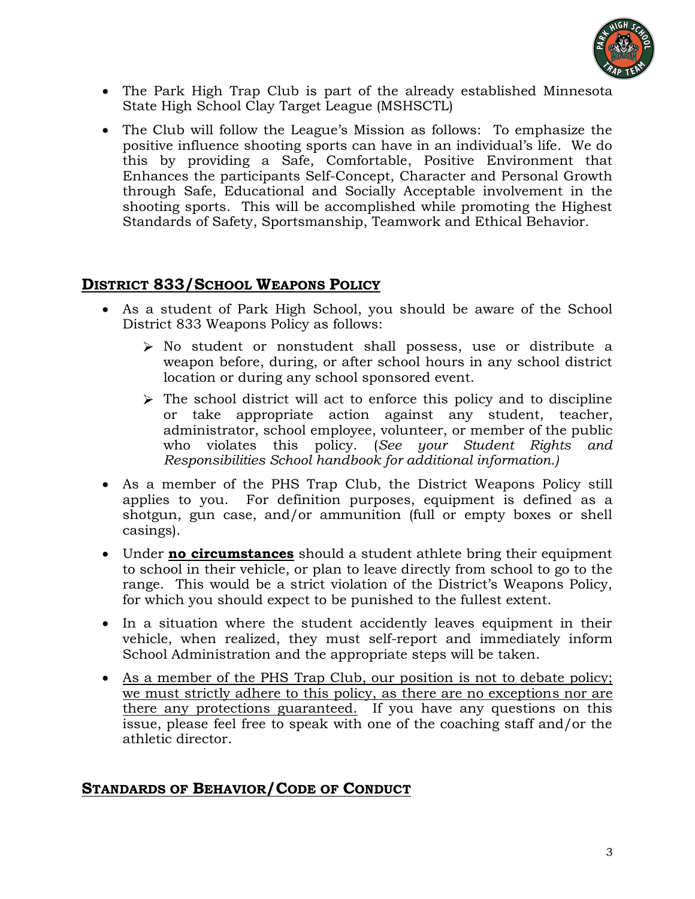- The Park High Trap Club is part of the already established Minnesota State High School Clay Target League (MSHSCTL)
- The Club will follow the League's Mission as follows: To emphasize the positive influence shooting sports can have in an individual's life. We do this by providing a Safe, Comfortable, Positive Environment that Enhances the participants Self-Concept, Character and Personal Growth through Safe, Educational and Socially Acceptable involvement in the shooting sports. This will be accomplished while promoting the Highest Standards of Safety, Sportsmanship, Teamwork and Ethical Behavior.

## DISTRICT 833/SCHOOL WEAPONS POLICY

- As a student of Park High School, you should be aware of the School District 833 Weapons Policy as follows:
  - No student or nonstudent shall possess, use or distribute a weapon before, during, or after school hours in any school district location or during any school sponsored event.
  - The school district will act to enforce this policy and to discipline or take appropriate action against any student, teacher, administrator, school employee, volunteer, or member of the public who violates this policy. (*See your Student Rights and Responsibilities School handbook for additional information.)*
- As a member of the PHS Trap Club, the District Weapons Policy still applies to you. For definition purposes, equipment is defined as a shotgun, gun case, and/or ammunition (full or empty boxes or shell casings).
- Under <u>**no circumstances**</u> should a student athlete bring their equipment to school in their vehicle, or plan to leave directly from school to go to the range. This would be a strict violation of the District's Weapons Policy, for which you should expect to be punished to the fullest extent.
- In a situation where the student accidently leaves equipment in their vehicle, when realized, they must self-report and immediately inform School Administration and the appropriate steps will be taken.
- <u>As a member of the PHS Trap Club, our position is not to debate policy; we must strictly adhere to this policy, as there are no exceptions nor are there any protections guaranteed.</u> If you have any questions on this issue, please feel free to speak with one of the coaching staff and/or the athletic director.

## STANDARDS OF BEHAVIOR/CODE OF CONDUCT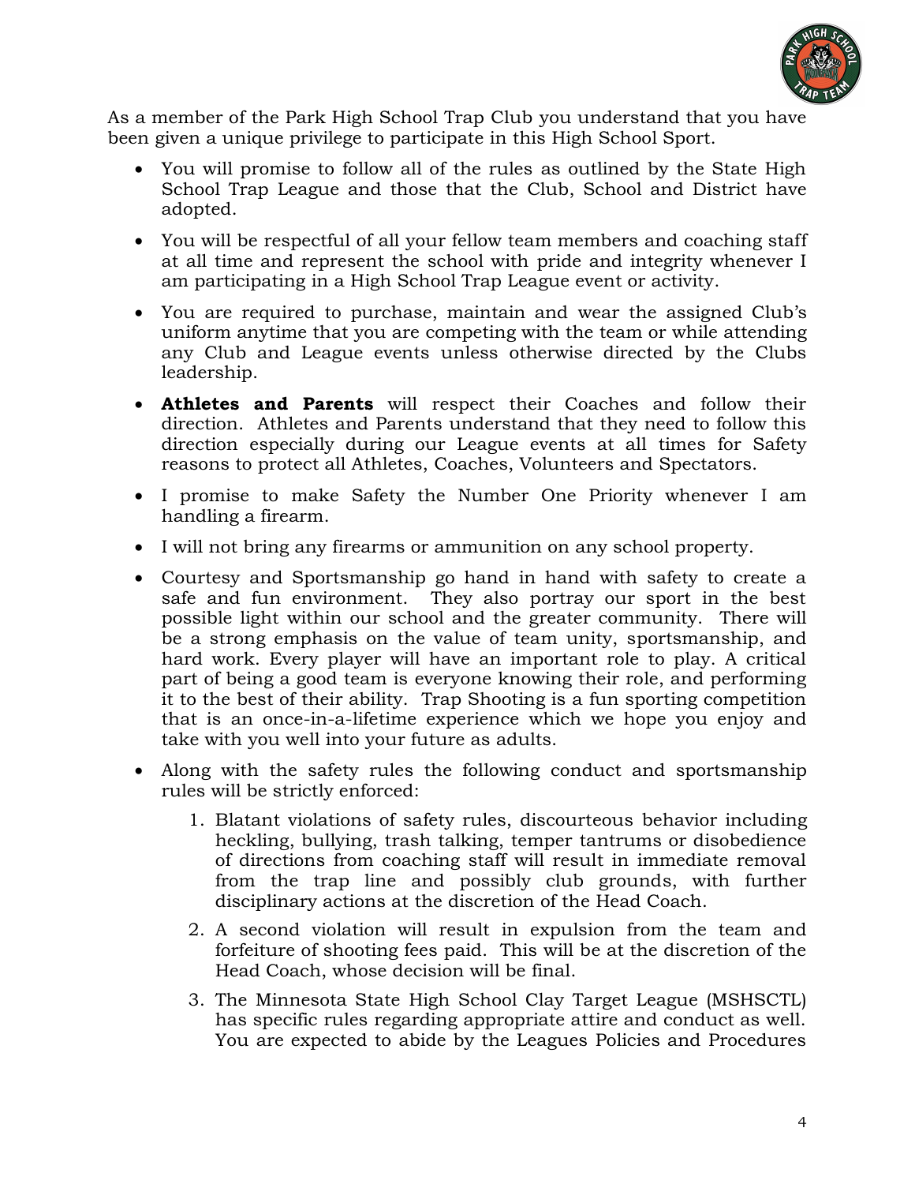As a member of the Park High School Trap Club you understand that you have been given a unique privilege to participate in this High School Sport.

- You will promise to follow all of the rules as outlined by the State High School Trap League and those that the Club, School and District have adopted.
- You will be respectful of all your fellow team members and coaching staff at all time and represent the school with pride and integrity whenever I am participating in a High School Trap League event or activity.
- You are required to purchase, maintain and wear the assigned Club's uniform anytime that you are competing with the team or while attending any Club and League events unless otherwise directed by the Clubs leadership.
- **Athletes and Parents** will respect their Coaches and follow their direction. Athletes and Parents understand that they need to follow this direction especially during our League events at all times for Safety reasons to protect all Athletes, Coaches, Volunteers and Spectators.
- I promise to make Safety the Number One Priority whenever I am handling a firearm.
- I will not bring any firearms or ammunition on any school property.
- Courtesy and Sportsmanship go hand in hand with safety to create a safe and fun environment. They also portray our sport in the best possible light within our school and the greater community. There will be a strong emphasis on the value of team unity, sportsmanship, and hard work. Every player will have an important role to play. A critical part of being a good team is everyone knowing their role, and performing it to the best of their ability. Trap Shooting is a fun sporting competition that is an once-in-a-lifetime experience which we hope you enjoy and take with you well into your future as adults.
- Along with the safety rules the following conduct and sportsmanship rules will be strictly enforced:
    1. Blatant violations of safety rules, discourteous behavior including heckling, bullying, trash talking, temper tantrums or disobedience of directions from coaching staff will result in immediate removal from the trap line and possibly club grounds, with further disciplinary actions at the discretion of the Head Coach.
    2. A second violation will result in expulsion from the team and forfeiture of shooting fees paid. This will be at the discretion of the Head Coach, whose decision will be final.
    3. The Minnesota State High School Clay Target League (MSHSCTL) has specific rules regarding appropriate attire and conduct as well. You are expected to abide by the Leagues Policies and Procedures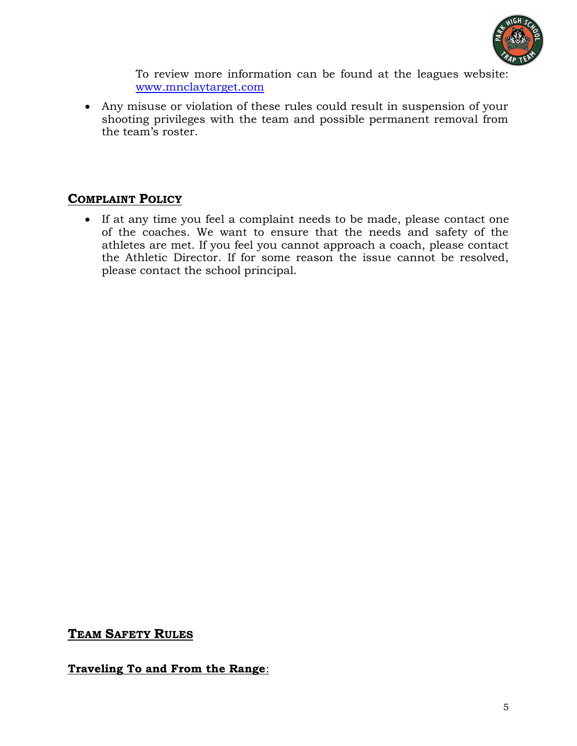To review more information can be found at the leagues website: [www.mnclaytarget.com](http://www.mnclaytarget.com)

- Any misuse or violation of these rules could result in suspension of your shooting privileges with the team and possible permanent removal from the team's roster.

## COMPLAINT POLICY

- If at any time you feel a complaint needs to be made, please contact one of the coaches. We want to ensure that the needs and safety of the athletes are met. If you feel you cannot approach a coach, please contact the Athletic Director. If for some reason the issue cannot be resolved, please contact the school principal.

## TEAM SAFETY RULES

**Traveling To and From the Range**: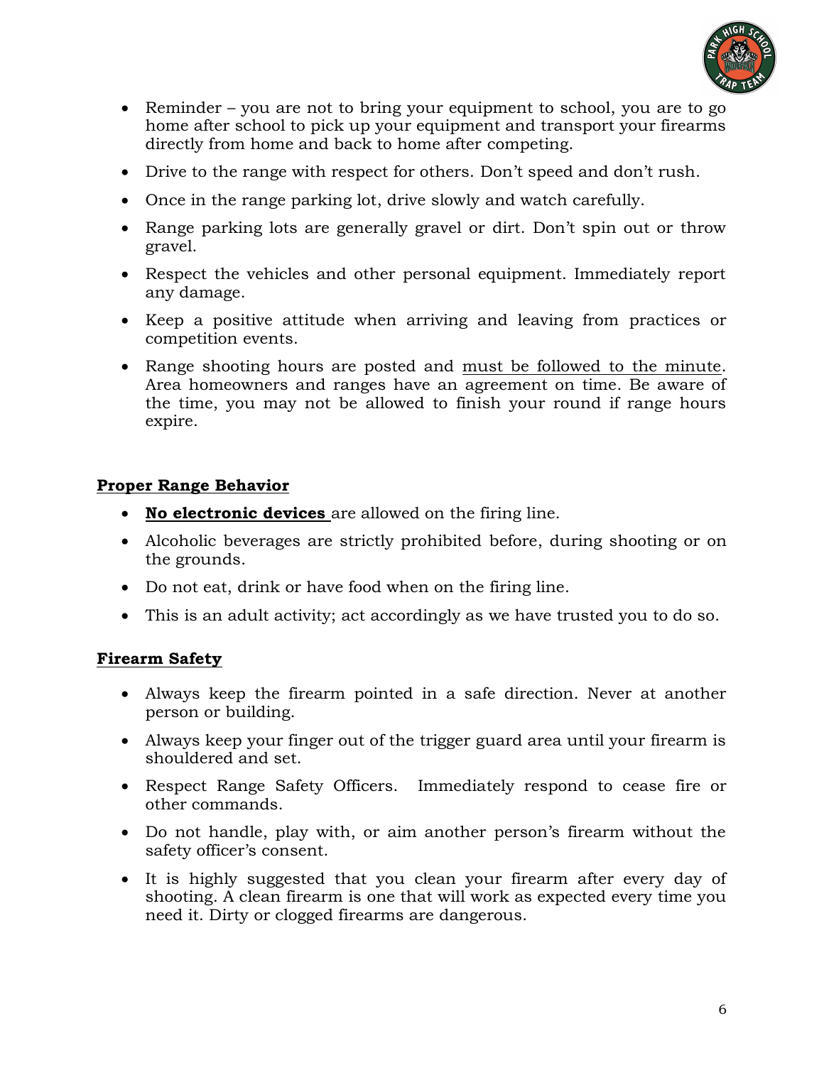- Reminder – you are not to bring your equipment to school, you are to go home after school to pick up your equipment and transport your firearms directly from home and back to home after competing.
- Drive to the range with respect for others. Don't speed and don't rush.
- Once in the range parking lot, drive slowly and watch carefully.
- Range parking lots are generally gravel or dirt. Don't spin out or throw gravel.
- Respect the vehicles and other personal equipment. Immediately report any damage.
- Keep a positive attitude when arriving and leaving from practices or competition events.
- Range shooting hours are posted and <u>must be followed to the minute</u>. Area homeowners and ranges have an agreement on time. Be aware of the time, you may not be allowed to finish your round if range hours expire.

## Proper Range Behavior

- **No electronic devices** are allowed on the firing line.
- Alcoholic beverages are strictly prohibited before, during shooting or on the grounds.
- Do not eat, drink or have food when on the firing line.
- This is an adult activity; act accordingly as we have trusted you to do so.

## Firearm Safety

- Always keep the firearm pointed in a safe direction. Never at another person or building.
- Always keep your finger out of the trigger guard area until your firearm is shouldered and set.
- Respect Range Safety Officers. Immediately respond to cease fire or other commands.
- Do not handle, play with, or aim another person's firearm without the safety officer's consent.
- It is highly suggested that you clean your firearm after every day of shooting. A clean firearm is one that will work as expected every time you need it. Dirty or clogged firearms are dangerous.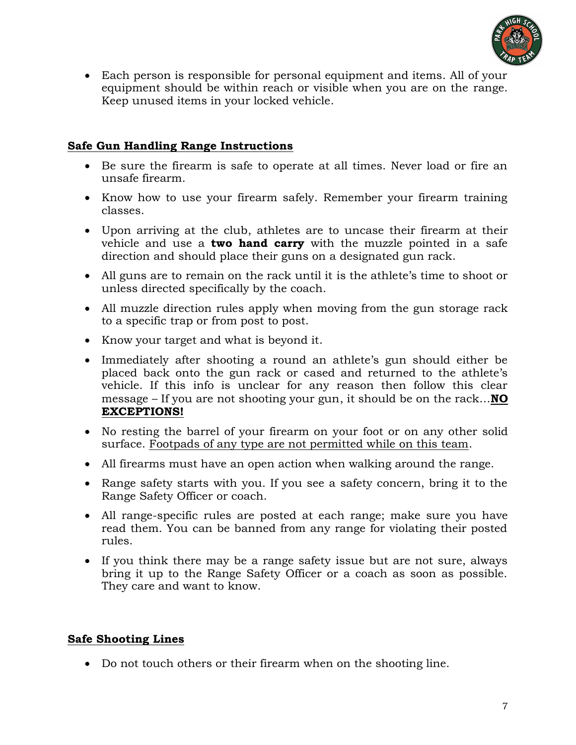- Each person is responsible for personal equipment and items. All of your equipment should be within reach or visible when you are on the range. Keep unused items in your locked vehicle.

## Safe Gun Handling Range Instructions

- Be sure the firearm is safe to operate at all times. Never load or fire an unsafe firearm.
- Know how to use your firearm safely. Remember your firearm training classes.
- Upon arriving at the club, athletes are to uncase their firearm at their vehicle and use a **two hand carry** with the muzzle pointed in a safe direction and should place their guns on a designated gun rack.
- All guns are to remain on the rack until it is the athlete's time to shoot or unless directed specifically by the coach.
- All muzzle direction rules apply when moving from the gun storage rack to a specific trap or from post to post.
- Know your target and what is beyond it.
- Immediately after shooting a round an athlete's gun should either be placed back onto the gun rack or cased and returned to the athlete's vehicle. If this info is unclear for any reason then follow this clear message – If you are not shooting your gun, it should be on the rack…**NO EXCEPTIONS!**
- No resting the barrel of your firearm on your foot or on any other solid surface. Footpads of any type are not permitted while on this team.
- All firearms must have an open action when walking around the range.
- Range safety starts with you. If you see a safety concern, bring it to the Range Safety Officer or coach.
- All range-specific rules are posted at each range; make sure you have read them. You can be banned from any range for violating their posted rules.
- If you think there may be a range safety issue but are not sure, always bring it up to the Range Safety Officer or a coach as soon as possible. They care and want to know.

## Safe Shooting Lines

- Do not touch others or their firearm when on the shooting line.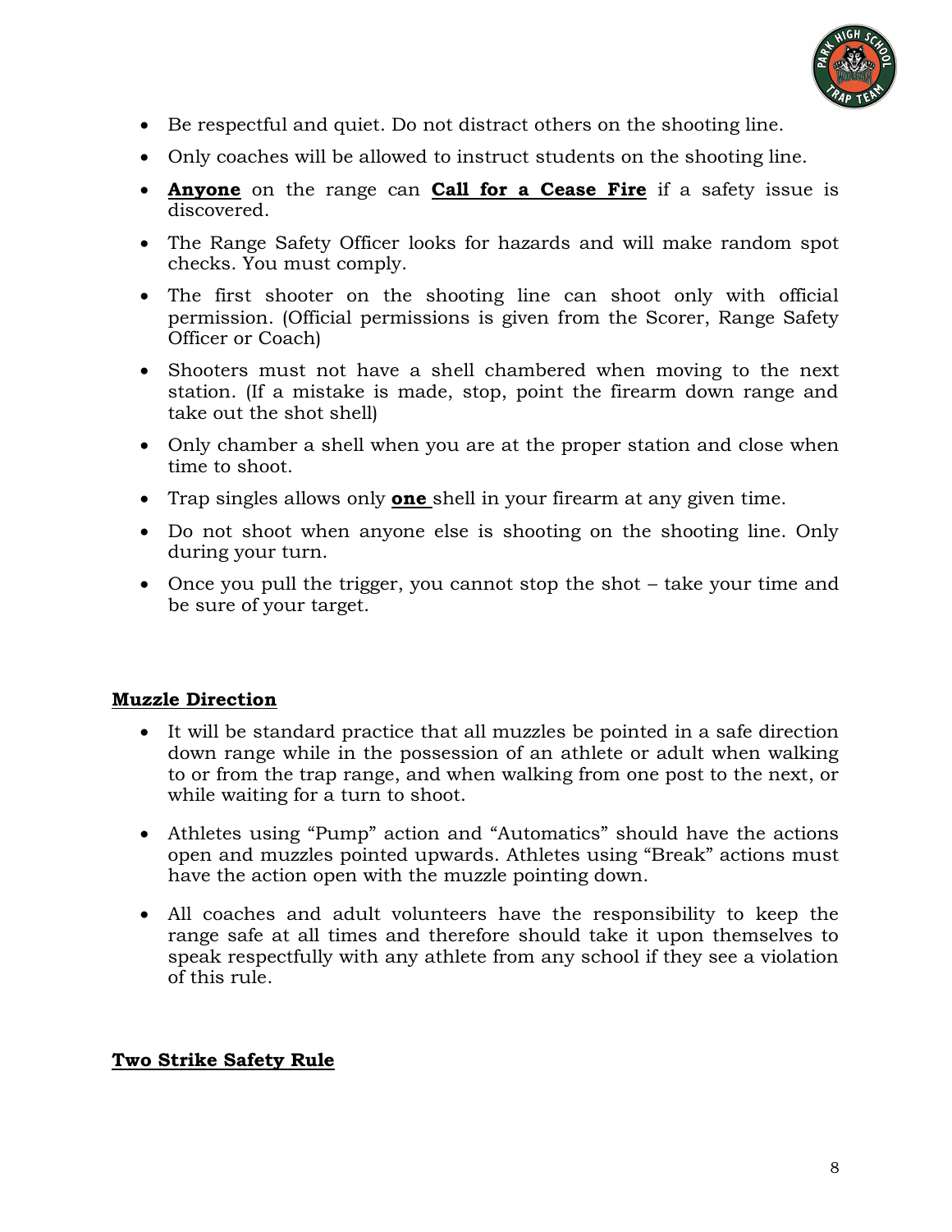- Be respectful and quiet. Do not distract others on the shooting line.
- Only coaches will be allowed to instruct students on the shooting line.
- **Anyone** on the range can **Call for a Cease Fire** if a safety issue is discovered.
- The Range Safety Officer looks for hazards and will make random spot checks. You must comply.
- The first shooter on the shooting line can shoot only with official permission. (Official permissions is given from the Scorer, Range Safety Officer or Coach)
- Shooters must not have a shell chambered when moving to the next station. (If a mistake is made, stop, point the firearm down range and take out the shot shell)
- Only chamber a shell when you are at the proper station and close when time to shoot.
- Trap singles allows only **one** shell in your firearm at any given time.
- Do not shoot when anyone else is shooting on the shooting line. Only during your turn.
- Once you pull the trigger, you cannot stop the shot – take your time and be sure of your target.

## Muzzle Direction

- It will be standard practice that all muzzles be pointed in a safe direction down range while in the possession of an athlete or adult when walking to or from the trap range, and when walking from one post to the next, or while waiting for a turn to shoot.
- Athletes using “Pump” action and “Automatics” should have the actions open and muzzles pointed upwards. Athletes using “Break” actions must have the action open with the muzzle pointing down.
- All coaches and adult volunteers have the responsibility to keep the range safe at all times and therefore should take it upon themselves to speak respectfully with any athlete from any school if they see a violation of this rule.

## Two Strike Safety Rule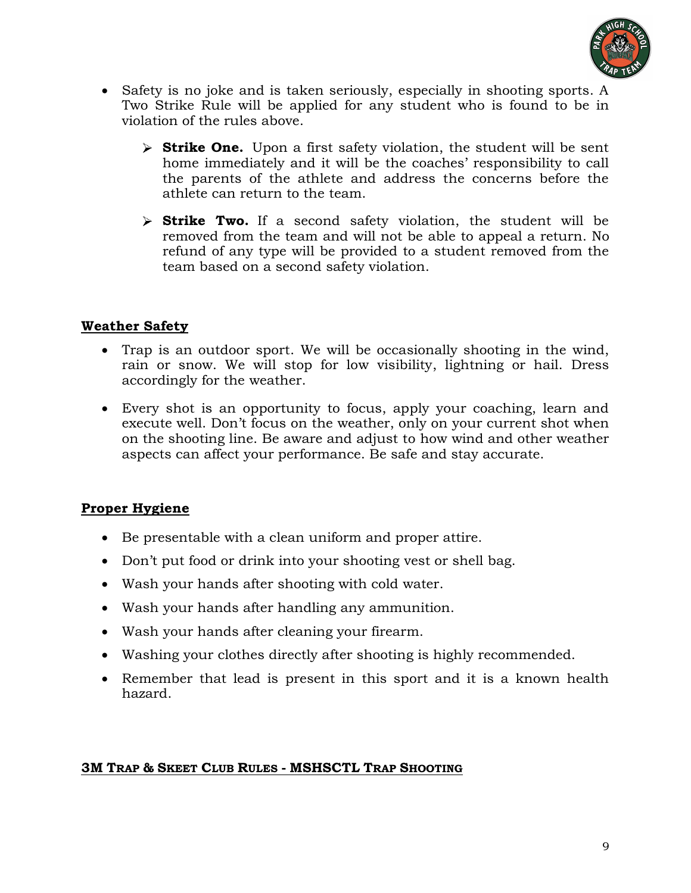- Safety is no joke and is taken seriously, especially in shooting sports. A Two Strike Rule will be applied for any student who is found to be in violation of the rules above.

  - **Strike One.** Upon a first safety violation, the student will be sent home immediately and it will be the coaches' responsibility to call the parents of the athlete and address the concerns before the athlete can return to the team.

  - **Strike Two.** If a second safety violation, the student will be removed from the team and will not be able to appeal a return. No refund of any type will be provided to a student removed from the team based on a second safety violation.

## Weather Safety

- Trap is an outdoor sport. We will be occasionally shooting in the wind, rain or snow. We will stop for low visibility, lightning or hail. Dress accordingly for the weather.

- Every shot is an opportunity to focus, apply your coaching, learn and execute well. Don't focus on the weather, only on your current shot when on the shooting line. Be aware and adjust to how wind and other weather aspects can affect your performance. Be safe and stay accurate.

## Proper Hygiene

- Be presentable with a clean uniform and proper attire.
- Don't put food or drink into your shooting vest or shell bag.
- Wash your hands after shooting with cold water.
- Wash your hands after handling any ammunition.
- Wash your hands after cleaning your firearm.
- Washing your clothes directly after shooting is highly recommended.
- Remember that lead is present in this sport and it is a known health hazard.

## 3M Trap & Skeet Club Rules - MSHSCTL Trap Shooting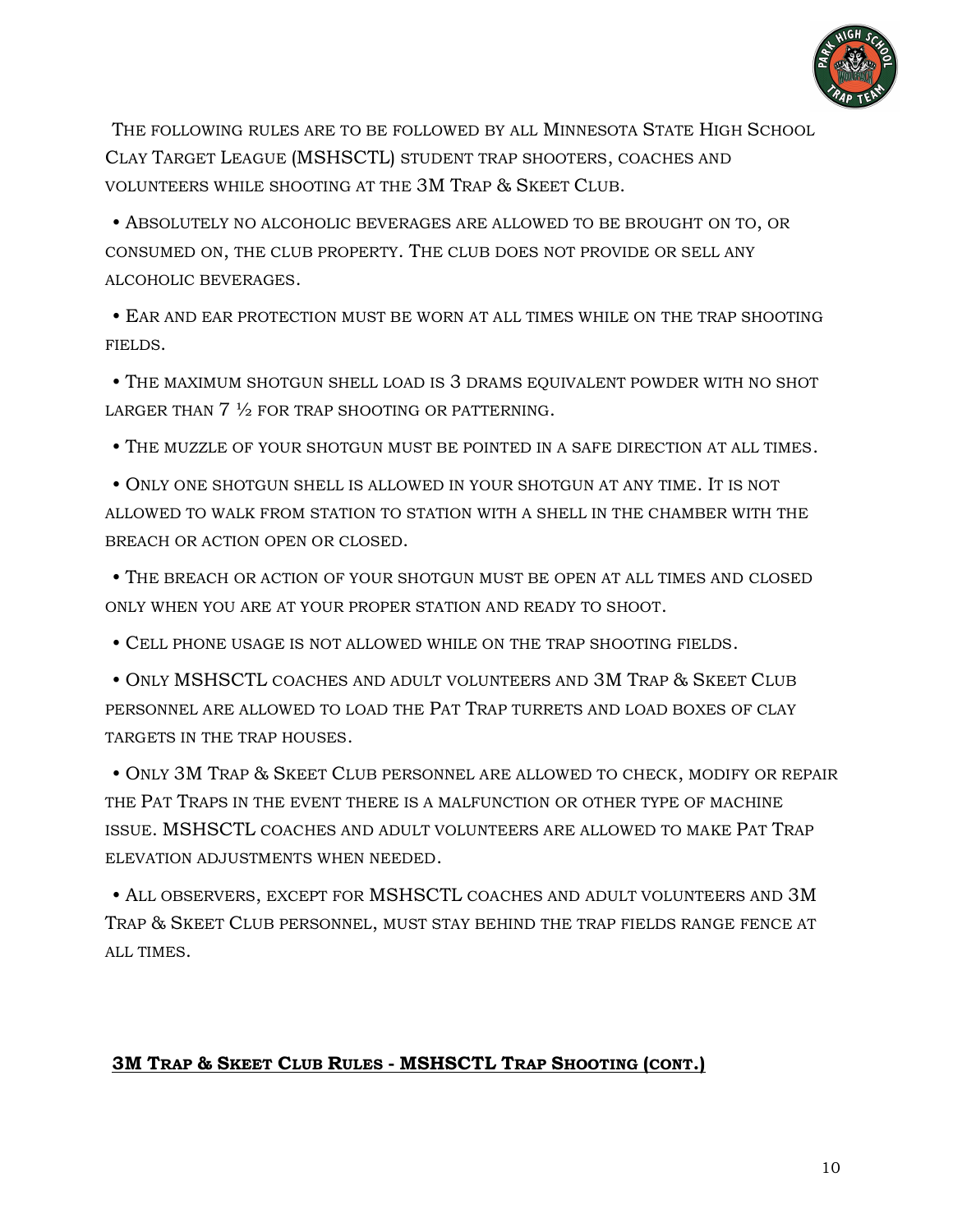The following rules are to be followed by all Minnesota State High School Clay Target League (MSHSCTL) student trap shooters, coaches and volunteers while shooting at the 3M Trap & Skeet Club.

- Absolutely no alcoholic beverages are allowed to be brought on to, or consumed on, the club property. The club does not provide or sell any alcoholic beverages.
- Ear and ear protection must be worn at all times while on the trap shooting fields.
- The maximum shotgun shell load is 3 drams equivalent powder with no shot larger than 7 ½ for trap shooting or patterning.
- The muzzle of your shotgun must be pointed in a safe direction at all times.
- Only one shotgun shell is allowed in your shotgun at any time. It is not allowed to walk from station to station with a shell in the chamber with the breach or action open or closed.
- The breach or action of your shotgun must be open at all times and closed only when you are at your proper station and ready to shoot.
- Cell phone usage is not allowed while on the trap shooting fields.
- Only MSHSCTL coaches and adult volunteers and 3M Trap & Skeet Club personnel are allowed to load the Pat Trap turrets and load boxes of clay targets in the trap houses.
- Only 3M Trap & Skeet Club personnel are allowed to check, modify or repair the Pat Traps in the event there is a malfunction or other type of machine issue. MSHSCTL coaches and adult volunteers are allowed to make Pat Trap elevation adjustments when needed.
- All observers, except for MSHSCTL coaches and adult volunteers and 3M Trap & Skeet Club personnel, must stay behind the trap fields range fence at all times.

## 3M Trap & Skeet Club Rules - MSHSCTL Trap Shooting (cont.)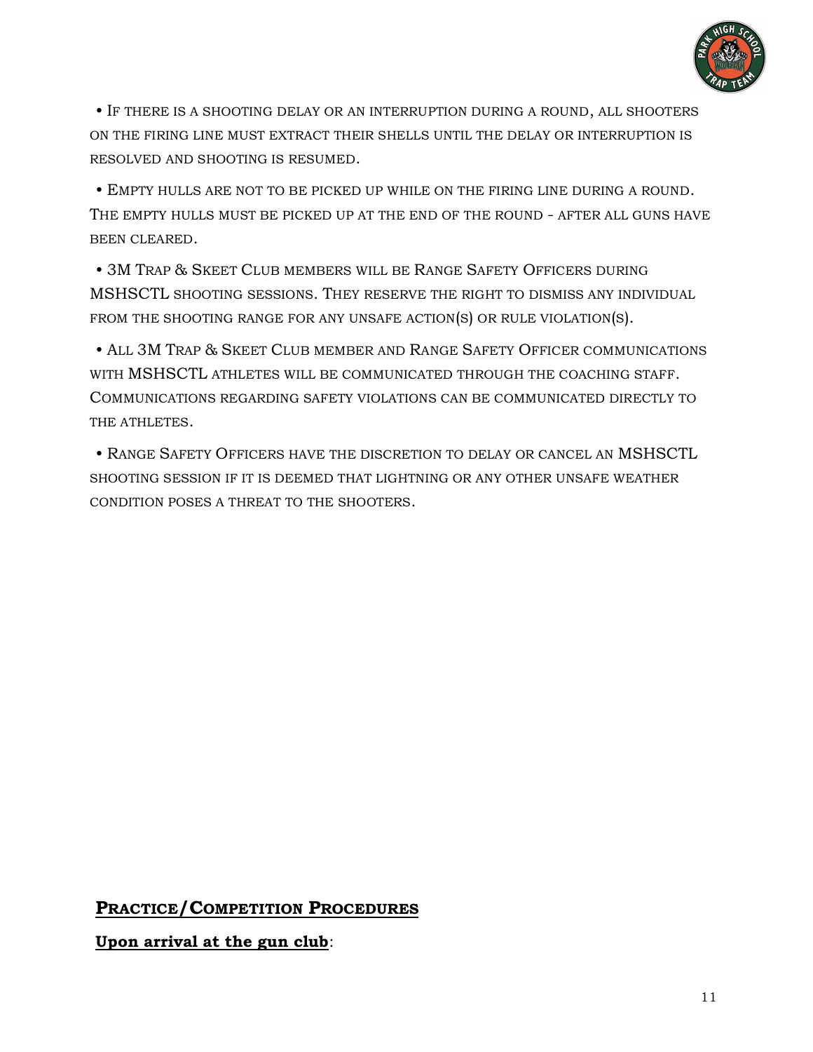- If there is a shooting delay or an interruption during a round, all shooters on the firing line must extract their shells until the delay or interruption is resolved and shooting is resumed.

- Empty hulls are not to be picked up while on the firing line during a round. The empty hulls must be picked up at the end of the round - after all guns have been cleared.

- 3M Trap & Skeet Club members will be Range Safety Officers during MSHSCTL shooting sessions. They reserve the right to dismiss any individual from the shooting range for any unsafe action(s) or rule violation(s).

- All 3M Trap & Skeet Club member and Range Safety Officer communications with MSHSCTL athletes will be communicated through the coaching staff. Communications regarding safety violations can be communicated directly to the athletes.

- Range Safety Officers have the discretion to delay or cancel an MSHSCTL shooting session if it is deemed that lightning or any other unsafe weather condition poses a threat to the shooters.

## Practice/Competition Procedures

**Upon arrival at the gun club**: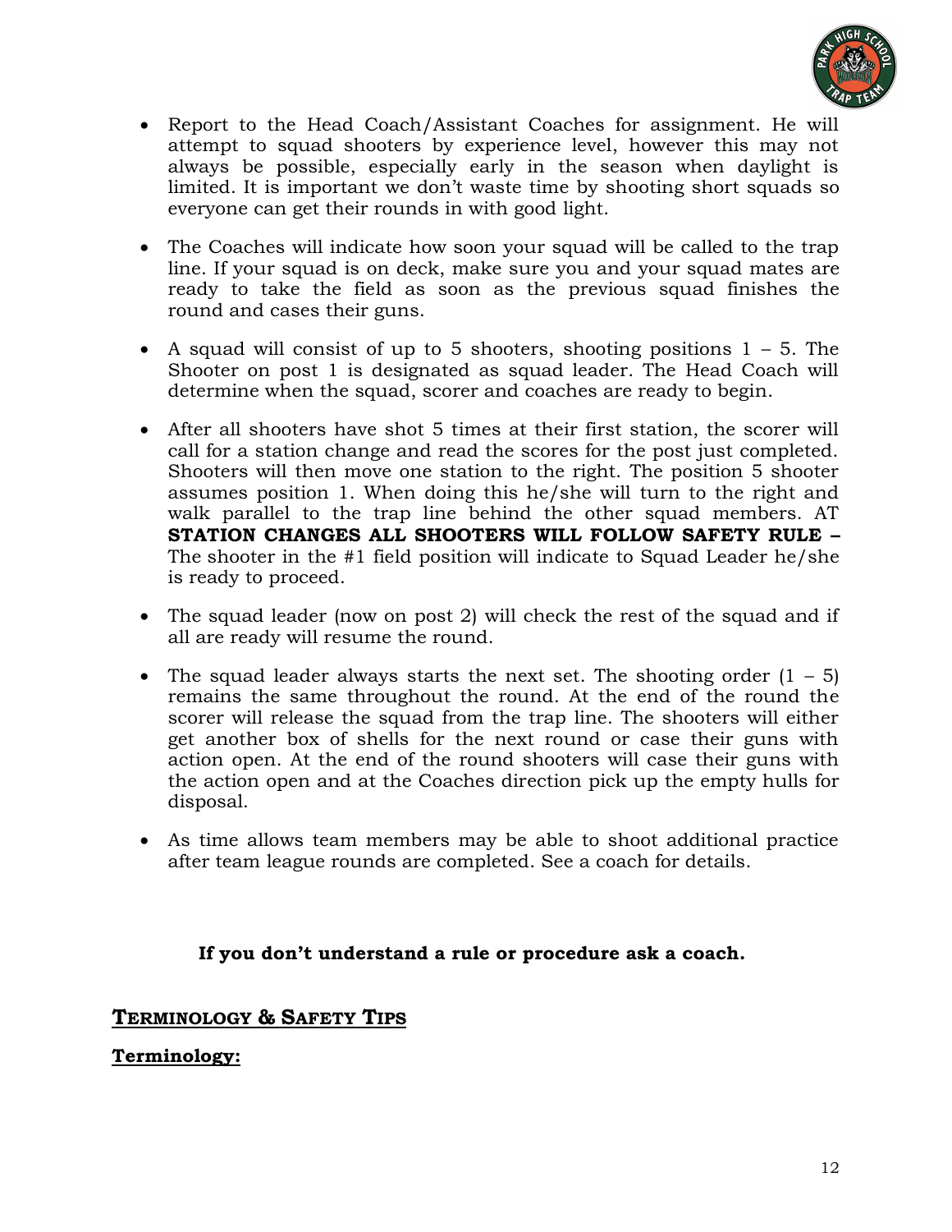- Report to the Head Coach/Assistant Coaches for assignment. He will attempt to squad shooters by experience level, however this may not always be possible, especially early in the season when daylight is limited. It is important we don't waste time by shooting short squads so everyone can get their rounds in with good light.

- The Coaches will indicate how soon your squad will be called to the trap line. If your squad is on deck, make sure you and your squad mates are ready to take the field as soon as the previous squad finishes the round and cases their guns.

- A squad will consist of up to 5 shooters, shooting positions 1 – 5. The Shooter on post 1 is designated as squad leader. The Head Coach will determine when the squad, scorer and coaches are ready to begin.

- After all shooters have shot 5 times at their first station, the scorer will call for a station change and read the scores for the post just completed. Shooters will then move one station to the right. The position 5 shooter assumes position 1. When doing this he/she will turn to the right and walk parallel to the trap line behind the other squad members. AT **STATION CHANGES ALL SHOOTERS WILL FOLLOW SAFETY RULE –** The shooter in the #1 field position will indicate to Squad Leader he/she is ready to proceed.

- The squad leader (now on post 2) will check the rest of the squad and if all are ready will resume the round.

- The squad leader always starts the next set. The shooting order (1 – 5) remains the same throughout the round. At the end of the round the scorer will release the squad from the trap line. The shooters will either get another box of shells for the next round or case their guns with action open. At the end of the round shooters will case their guns with the action open and at the Coaches direction pick up the empty hulls for disposal.

- As time allows team members may be able to shoot additional practice after team league rounds are completed. See a coach for details.

**If you don't understand a rule or procedure ask a coach.**

## TERMINOLOGY & SAFETY TIPS

### Terminology: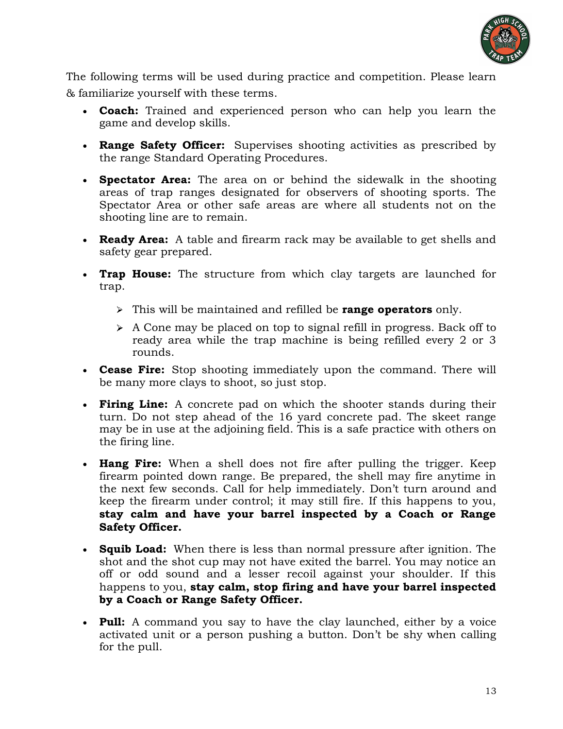The following terms will be used during practice and competition. Please learn & familiarize yourself with these terms.

- **Coach:** Trained and experienced person who can help you learn the game and develop skills.
- **Range Safety Officer:** Supervises shooting activities as prescribed by the range Standard Operating Procedures.
- **Spectator Area:** The area on or behind the sidewalk in the shooting areas of trap ranges designated for observers of shooting sports. The Spectator Area or other safe areas are where all students not on the shooting line are to remain.
- **Ready Area:** A table and firearm rack may be available to get shells and safety gear prepared.
- **Trap House:** The structure from which clay targets are launched for trap.
  - This will be maintained and refilled be **range operators** only.
  - A Cone may be placed on top to signal refill in progress. Back off to ready area while the trap machine is being refilled every 2 or 3 rounds.
- **Cease Fire:** Stop shooting immediately upon the command. There will be many more clays to shoot, so just stop.
- **Firing Line:** A concrete pad on which the shooter stands during their turn. Do not step ahead of the 16 yard concrete pad. The skeet range may be in use at the adjoining field. This is a safe practice with others on the firing line.
- **Hang Fire:** When a shell does not fire after pulling the trigger. Keep firearm pointed down range. Be prepared, the shell may fire anytime in the next few seconds. Call for help immediately. Don't turn around and keep the firearm under control; it may still fire. If this happens to you, **stay calm and have your barrel inspected by a Coach or Range Safety Officer.**
- **Squib Load:** When there is less than normal pressure after ignition. The shot and the shot cup may not have exited the barrel. You may notice an off or odd sound and a lesser recoil against your shoulder. If this happens to you, **stay calm, stop firing and have your barrel inspected by a Coach or Range Safety Officer.**
- **Pull:** A command you say to have the clay launched, either by a voice activated unit or a person pushing a button. Don't be shy when calling for the pull.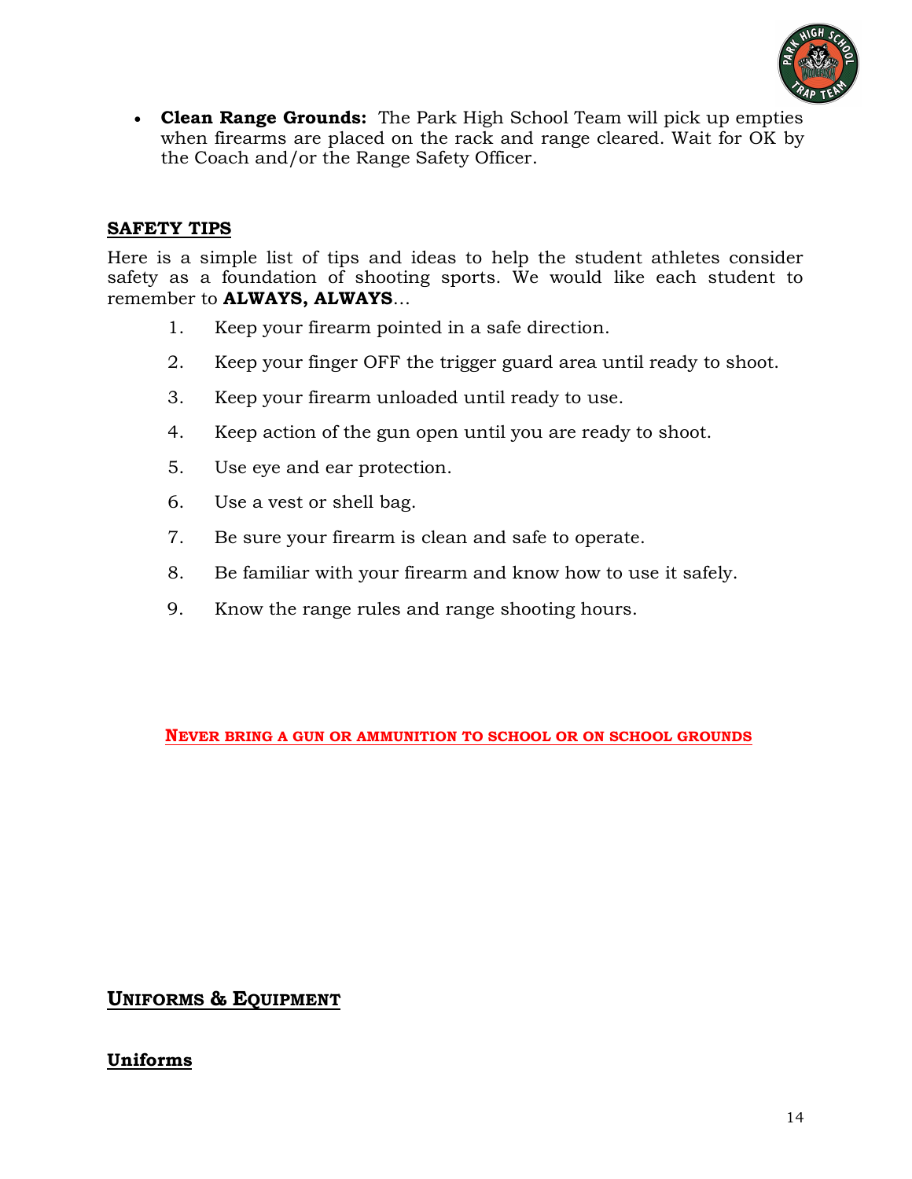- **Clean Range Grounds:** The Park High School Team will pick up empties when firearms are placed on the rack and range cleared. Wait for OK by the Coach and/or the Range Safety Officer.

## SAFETY TIPS

Here is a simple list of tips and ideas to help the student athletes consider safety as a foundation of shooting sports. We would like each student to remember to **ALWAYS, ALWAYS**…

1. Keep your firearm pointed in a safe direction.
2. Keep your finger OFF the trigger guard area until ready to shoot.
3. Keep your firearm unloaded until ready to use.
4. Keep action of the gun open until you are ready to shoot.
5. Use eye and ear protection.
6. Use a vest or shell bag.
7. Be sure your firearm is clean and safe to operate.
8. Be familiar with your firearm and know how to use it safely.
9. Know the range rules and range shooting hours.

**NEVER BRING A GUN OR AMMUNITION TO SCHOOL OR ON SCHOOL GROUNDS**

## UNIFORMS & EQUIPMENT

### Uniforms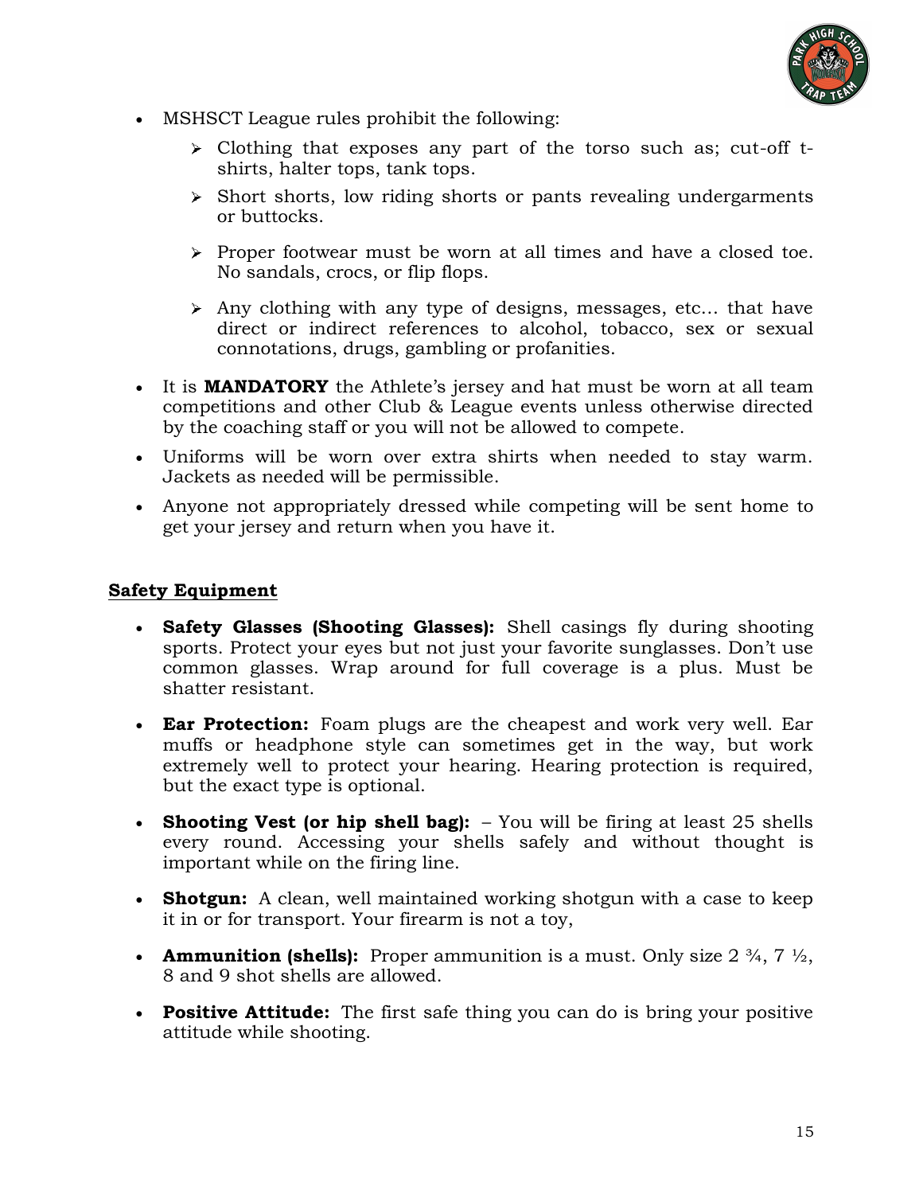- MSHSCT League rules prohibit the following:
  - Clothing that exposes any part of the torso such as; cut-off t-shirts, halter tops, tank tops.
  - Short shorts, low riding shorts or pants revealing undergarments or buttocks.
  - Proper footwear must be worn at all times and have a closed toe. No sandals, crocs, or flip flops.
  - Any clothing with any type of designs, messages, etc… that have direct or indirect references to alcohol, tobacco, sex or sexual connotations, drugs, gambling or profanities.
- It is **MANDATORY** the Athlete's jersey and hat must be worn at all team competitions and other Club & League events unless otherwise directed by the coaching staff or you will not be allowed to compete.
- Uniforms will be worn over extra shirts when needed to stay warm. Jackets as needed will be permissible.
- Anyone not appropriately dressed while competing will be sent home to get your jersey and return when you have it.

## Safety Equipment

- **Safety Glasses (Shooting Glasses):** Shell casings fly during shooting sports. Protect your eyes but not just your favorite sunglasses. Don't use common glasses. Wrap around for full coverage is a plus. Must be shatter resistant.
- **Ear Protection:** Foam plugs are the cheapest and work very well. Ear muffs or headphone style can sometimes get in the way, but work extremely well to protect your hearing. Hearing protection is required, but the exact type is optional.
- **Shooting Vest (or hip shell bag):** – You will be firing at least 25 shells every round. Accessing your shells safely and without thought is important while on the firing line.
- **Shotgun:** A clean, well maintained working shotgun with a case to keep it in or for transport. Your firearm is not a toy,
- **Ammunition (shells):** Proper ammunition is a must. Only size 2 ¾, 7 ½, 8 and 9 shot shells are allowed.
- **Positive Attitude:** The first safe thing you can do is bring your positive attitude while shooting.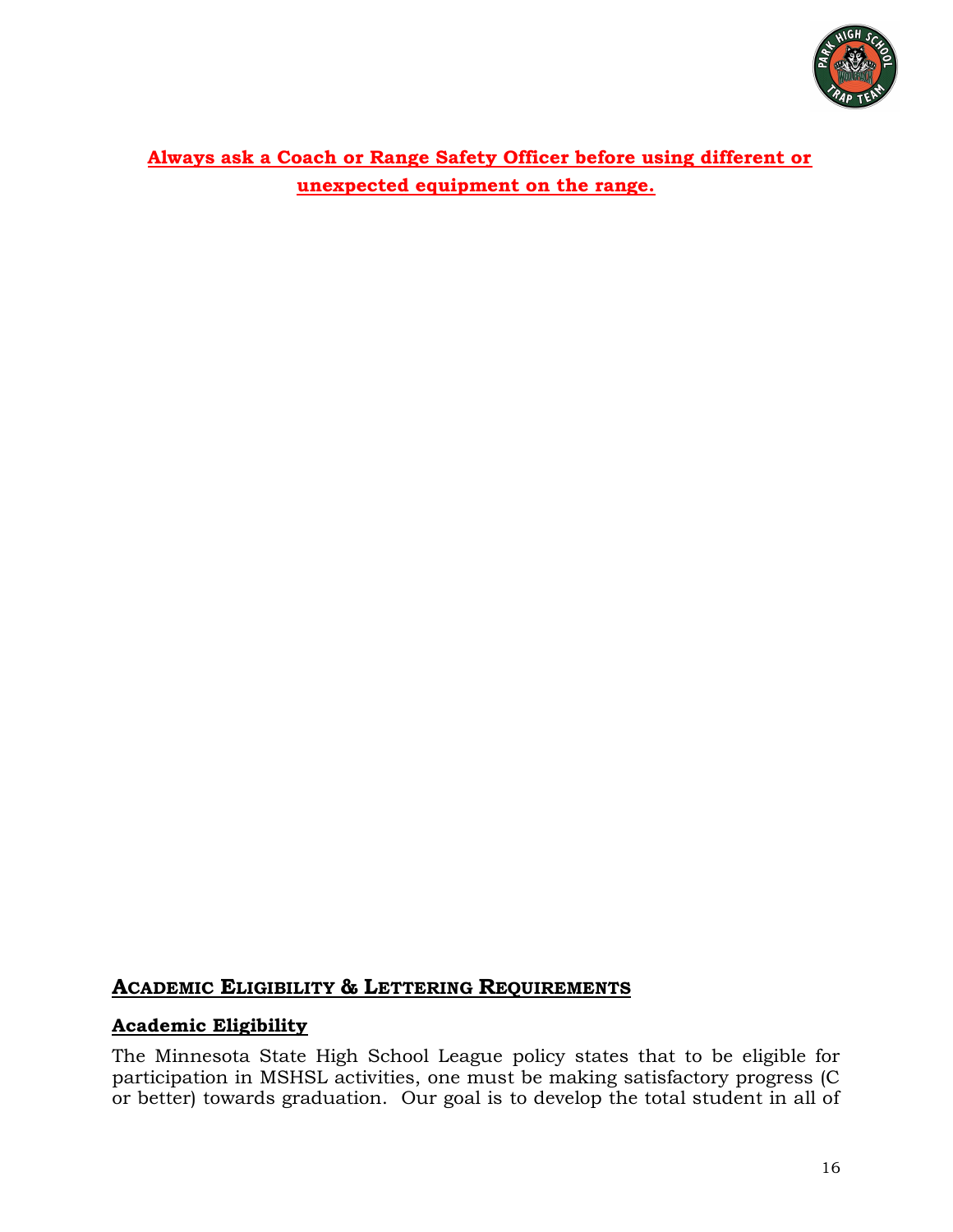**Always ask a Coach or Range Safety Officer before using different or unexpected equipment on the range.**

## Academic Eligibility & Lettering Requirements

### Academic Eligibility

The Minnesota State High School League policy states that to be eligible for participation in MSHSL activities, one must be making satisfactory progress (C or better) towards graduation. Our goal is to develop the total student in all of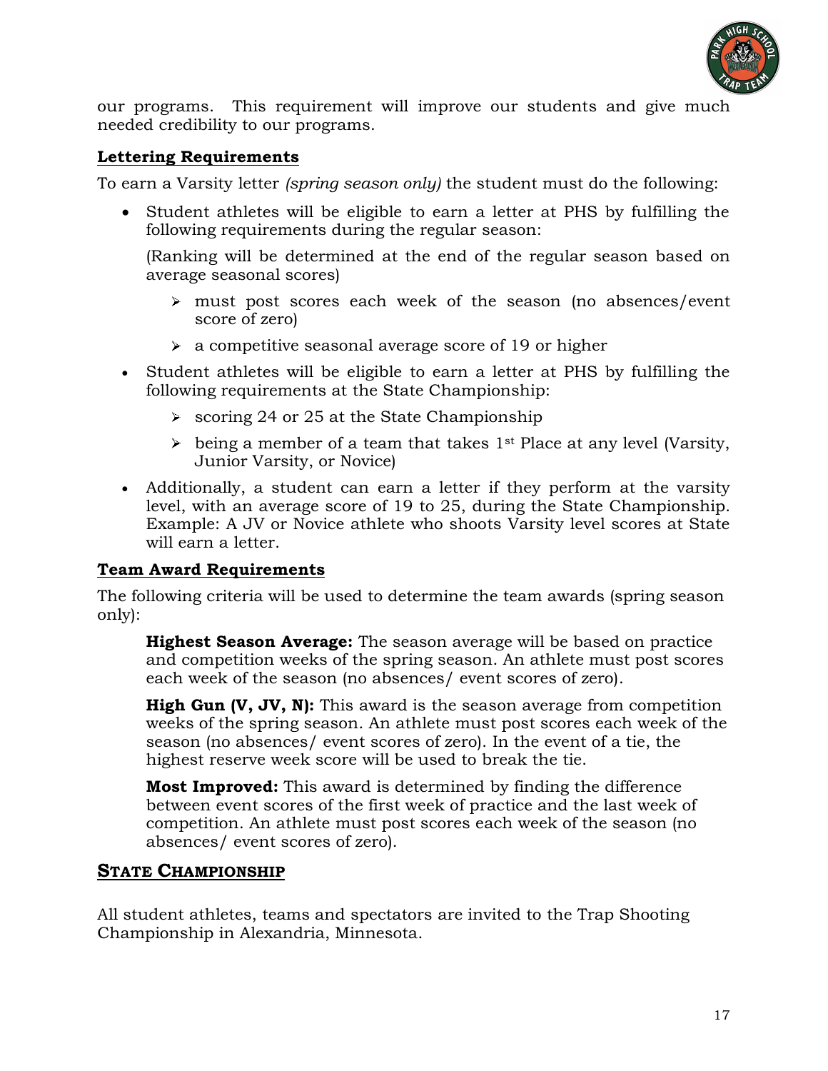our programs. This requirement will improve our students and give much needed credibility to our programs.

## Lettering Requirements

To earn a Varsity letter *(spring season only)* the student must do the following:

- Student athletes will be eligible to earn a letter at PHS by fulfilling the following requirements during the regular season:

  (Ranking will be determined at the end of the regular season based on average seasonal scores)

  - must post scores each week of the season (no absences/event score of zero)
  - a competitive seasonal average score of 19 or higher

- Student athletes will be eligible to earn a letter at PHS by fulfilling the following requirements at the State Championship:
  - scoring 24 or 25 at the State Championship
  - being a member of a team that takes 1st Place at any level (Varsity, Junior Varsity, or Novice)

- Additionally, a student can earn a letter if they perform at the varsity level, with an average score of 19 to 25, during the State Championship. Example: A JV or Novice athlete who shoots Varsity level scores at State will earn a letter.

## Team Award Requirements

The following criteria will be used to determine the team awards (spring season only):

**Highest Season Average:** The season average will be based on practice and competition weeks of the spring season. An athlete must post scores each week of the season (no absences/ event scores of zero).

**High Gun (V, JV, N):** This award is the season average from competition weeks of the spring season. An athlete must post scores each week of the season (no absences/ event scores of zero). In the event of a tie, the highest reserve week score will be used to break the tie.

**Most Improved:** This award is determined by finding the difference between event scores of the first week of practice and the last week of competition. An athlete must post scores each week of the season (no absences/ event scores of zero).

## STATE CHAMPIONSHIP

All student athletes, teams and spectators are invited to the Trap Shooting Championship in Alexandria, Minnesota.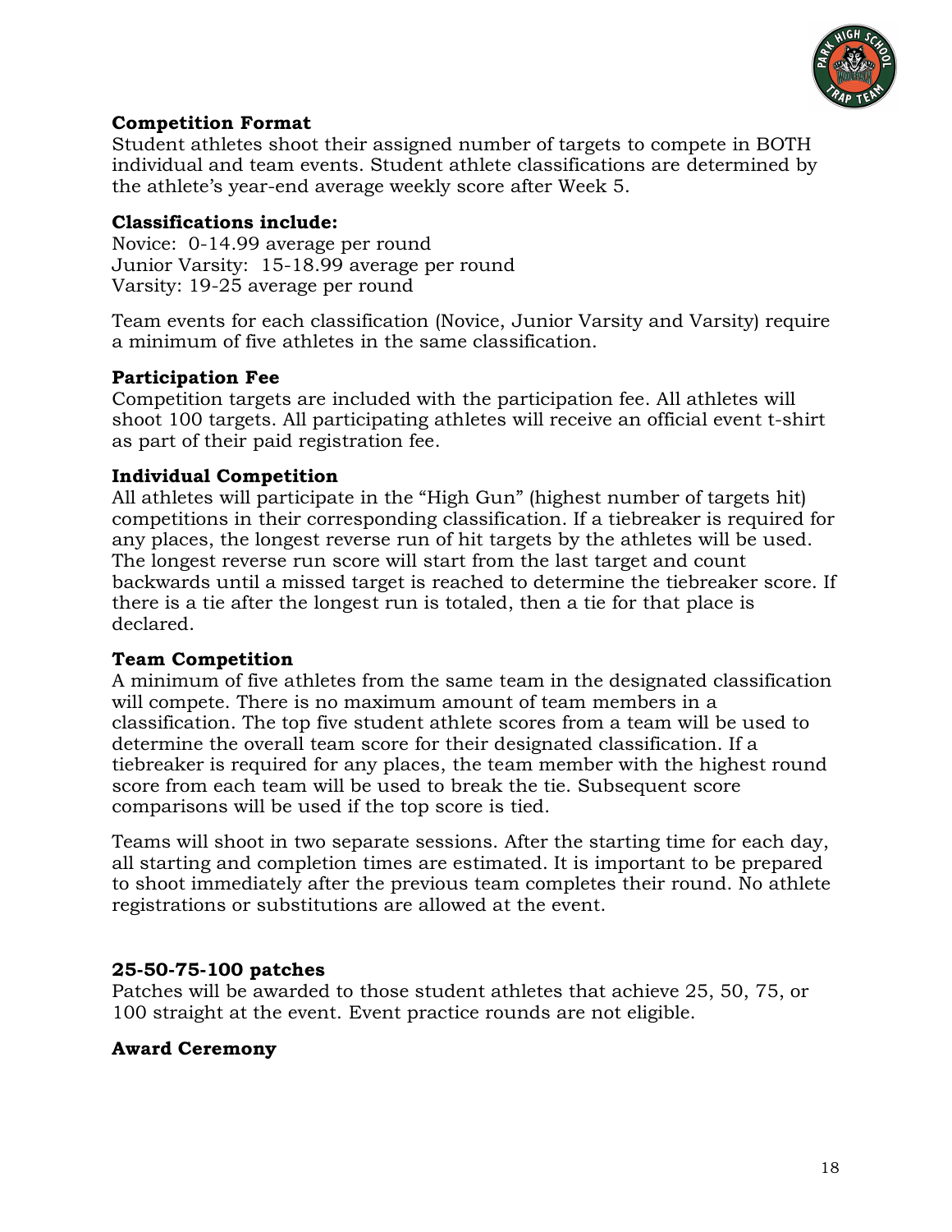**Competition Format**

Student athletes shoot their assigned number of targets to compete in BOTH individual and team events. Student athlete classifications are determined by the athlete's year-end average weekly score after Week 5.

**Classifications include:**

Novice: 0-14.99 average per round
Junior Varsity: 15-18.99 average per round
Varsity: 19-25 average per round

Team events for each classification (Novice, Junior Varsity and Varsity) require a minimum of five athletes in the same classification.

**Participation Fee**

Competition targets are included with the participation fee. All athletes will shoot 100 targets. All participating athletes will receive an official event t-shirt as part of their paid registration fee.

**Individual Competition**

All athletes will participate in the "High Gun" (highest number of targets hit) competitions in their corresponding classification. If a tiebreaker is required for any places, the longest reverse run of hit targets by the athletes will be used. The longest reverse run score will start from the last target and count backwards until a missed target is reached to determine the tiebreaker score. If there is a tie after the longest run is totaled, then a tie for that place is declared.

**Team Competition**

A minimum of five athletes from the same team in the designated classification will compete. There is no maximum amount of team members in a classification. The top five student athlete scores from a team will be used to determine the overall team score for their designated classification. If a tiebreaker is required for any places, the team member with the highest round score from each team will be used to break the tie. Subsequent score comparisons will be used if the top score is tied.

Teams will shoot in two separate sessions. After the starting time for each day, all starting and completion times are estimated. It is important to be prepared to shoot immediately after the previous team completes their round. No athlete registrations or substitutions are allowed at the event.

**25-50-75-100 patches**

Patches will be awarded to those student athletes that achieve 25, 50, 75, or 100 straight at the event. Event practice rounds are not eligible.

**Award Ceremony**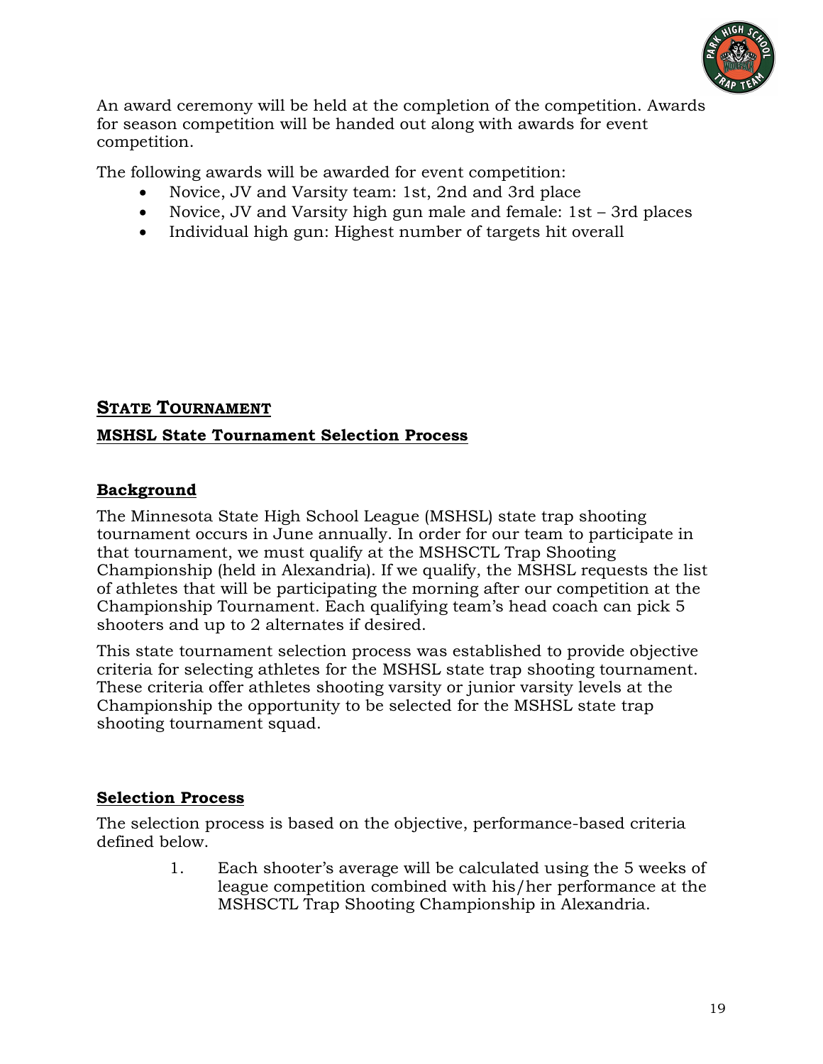An award ceremony will be held at the completion of the competition. Awards for season competition will be handed out along with awards for event competition.

The following awards will be awarded for event competition:

- Novice, JV and Varsity team: 1st, 2nd and 3rd place
- Novice, JV and Varsity high gun male and female: 1st – 3rd places
- Individual high gun: Highest number of targets hit overall

## STATE TOURNAMENT

### MSHSL State Tournament Selection Process

### Background

The Minnesota State High School League (MSHSL) state trap shooting tournament occurs in June annually. In order for our team to participate in that tournament, we must qualify at the MSHSCTL Trap Shooting Championship (held in Alexandria). If we qualify, the MSHSL requests the list of athletes that will be participating the morning after our competition at the Championship Tournament. Each qualifying team's head coach can pick 5 shooters and up to 2 alternates if desired.

This state tournament selection process was established to provide objective criteria for selecting athletes for the MSHSL state trap shooting tournament. These criteria offer athletes shooting varsity or junior varsity levels at the Championship the opportunity to be selected for the MSHSL state trap shooting tournament squad.

### Selection Process

The selection process is based on the objective, performance-based criteria defined below.

1. Each shooter's average will be calculated using the 5 weeks of league competition combined with his/her performance at the MSHSCTL Trap Shooting Championship in Alexandria.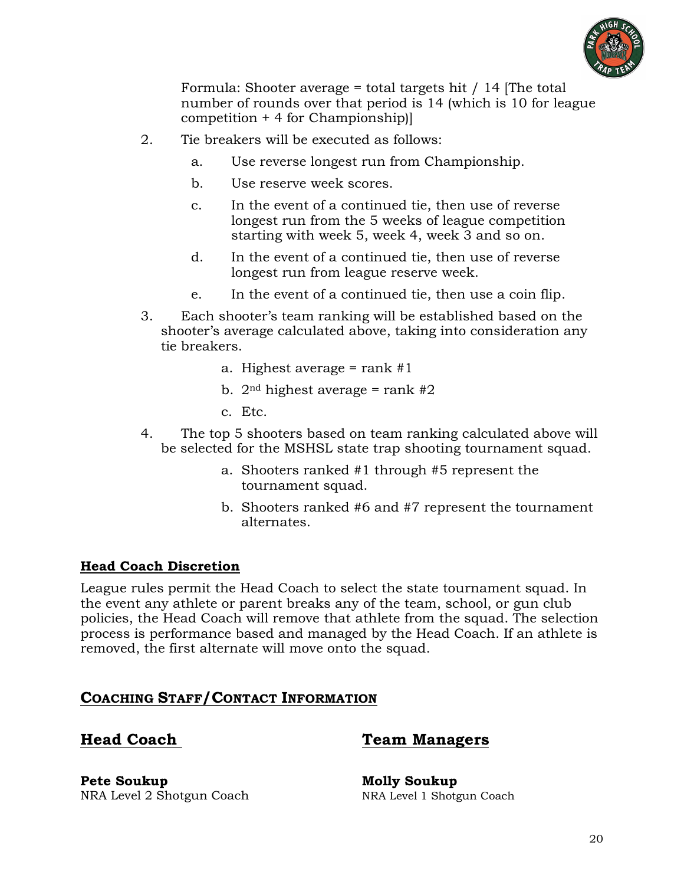Formula: Shooter average = total targets hit / 14 [The total number of rounds over that period is 14 (which is 10 for league competition + 4 for Championship)]

2. Tie breakers will be executed as follows:
    a. Use reverse longest run from Championship.
    b. Use reserve week scores.
    c. In the event of a continued tie, then use of reverse longest run from the 5 weeks of league competition starting with week 5, week 4, week 3 and so on.
    d. In the event of a continued tie, then use of reverse longest run from league reserve week.
    e. In the event of a continued tie, then use a coin flip.
3. Each shooter's team ranking will be established based on the shooter's average calculated above, taking into consideration any tie breakers.
    a. Highest average = rank #1
    b. 2nd highest average = rank #2
    c. Etc.
4. The top 5 shooters based on team ranking calculated above will be selected for the MSHSL state trap shooting tournament squad.
    a. Shooters ranked #1 through #5 represent the tournament squad.
    b. Shooters ranked #6 and #7 represent the tournament alternates.

## Head Coach Discretion

League rules permit the Head Coach to select the state tournament squad. In the event any athlete or parent breaks any of the team, school, or gun club policies, the Head Coach will remove that athlete from the squad. The selection process is performance based and managed by the Head Coach. If an athlete is removed, the first alternate will move onto the squad.

## Coaching Staff/Contact Information

### Head Coach

**Pete Soukup**
NRA Level 2 Shotgun Coach

### Team Managers

**Molly Soukup**
NRA Level 1 Shotgun Coach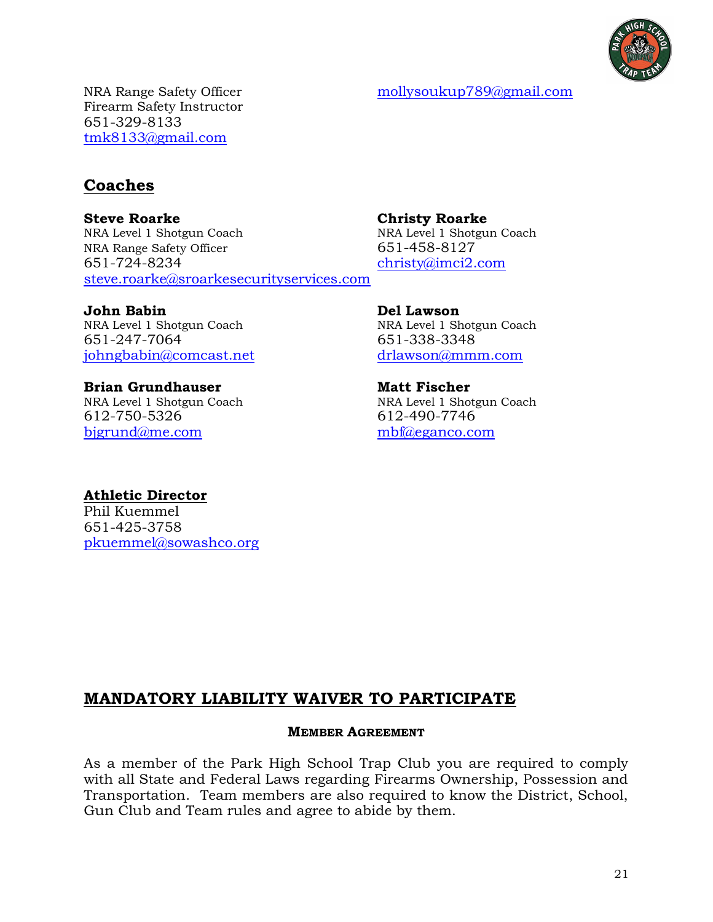NRA Range Safety Officer
Firearm Safety Instructor
651-329-8133
tmk8133@gmail.com

mollysoukup789@gmail.com

## Coaches

**Steve Roarke**
NRA Level 1 Shotgun Coach
NRA Range Safety Officer
651-724-8234
steve.roarke@sroarkesecurityservices.com

**Christy Roarke**
NRA Level 1 Shotgun Coach
651-458-8127
christy@imci2.com

**John Babin**
NRA Level 1 Shotgun Coach
651-247-7064
johngbabin@comcast.net

**Del Lawson**
NRA Level 1 Shotgun Coach
651-338-3348
drlawson@mmm.com

**Brian Grundhauser**
NRA Level 1 Shotgun Coach
612-750-5326
bjgrund@me.com

**Matt Fischer**
NRA Level 1 Shotgun Coach
612-490-7746
mbf@eganco.com

## Athletic Director

Phil Kuemmel
651-425-3758
pkuemmel@sowashco.org

## MANDATORY LIABILITY WAIVER TO PARTICIPATE

### MEMBER AGREEMENT

As a member of the Park High School Trap Club you are required to comply with all State and Federal Laws regarding Firearms Ownership, Possession and Transportation. Team members are also required to know the District, School, Gun Club and Team rules and agree to abide by them.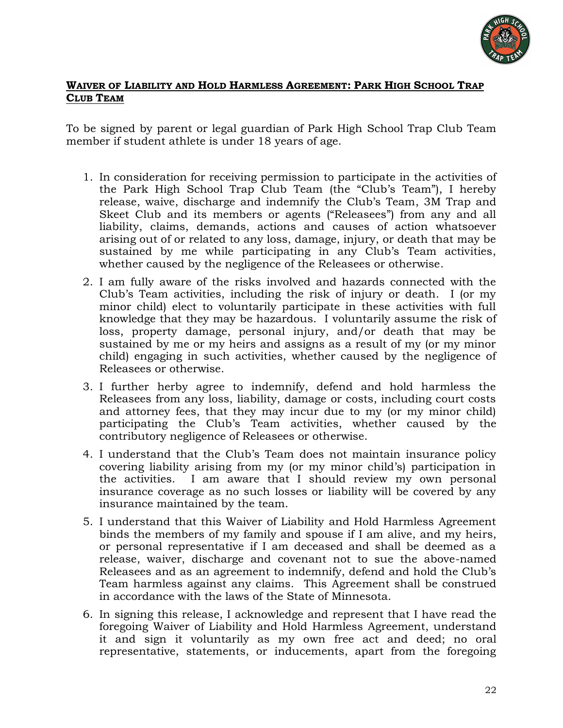**<u>Waiver of Liability and Hold Harmless Agreement: Park High School Trap Club Team</u>**

To be signed by parent or legal guardian of Park High School Trap Club Team member if student athlete is under 18 years of age.

1. In consideration for receiving permission to participate in the activities of the Park High School Trap Club Team (the "Club's Team"), I hereby release, waive, discharge and indemnify the Club's Team, 3M Trap and Skeet Club and its members or agents ("Releasees") from any and all liability, claims, demands, actions and causes of action whatsoever arising out of or related to any loss, damage, injury, or death that may be sustained by me while participating in any Club's Team activities, whether caused by the negligence of the Releasees or otherwise.
2. I am fully aware of the risks involved and hazards connected with the Club's Team activities, including the risk of injury or death. I (or my minor child) elect to voluntarily participate in these activities with full knowledge that they may be hazardous. I voluntarily assume the risk of loss, property damage, personal injury, and/or death that may be sustained by me or my heirs and assigns as a result of my (or my minor child) engaging in such activities, whether caused by the negligence of Releasees or otherwise.
3. I further herby agree to indemnify, defend and hold harmless the Releasees from any loss, liability, damage or costs, including court costs and attorney fees, that they may incur due to my (or my minor child) participating the Club's Team activities, whether caused by the contributory negligence of Releasees or otherwise.
4. I understand that the Club's Team does not maintain insurance policy covering liability arising from my (or my minor child's) participation in the activities. I am aware that I should review my own personal insurance coverage as no such losses or liability will be covered by any insurance maintained by the team.
5. I understand that this Waiver of Liability and Hold Harmless Agreement binds the members of my family and spouse if I am alive, and my heirs, or personal representative if I am deceased and shall be deemed as a release, waiver, discharge and covenant not to sue the above-named Releasees and as an agreement to indemnify, defend and hold the Club's Team harmless against any claims. This Agreement shall be construed in accordance with the laws of the State of Minnesota.
6. In signing this release, I acknowledge and represent that I have read the foregoing Waiver of Liability and Hold Harmless Agreement, understand it and sign it voluntarily as my own free act and deed; no oral representative, statements, or inducements, apart from the foregoing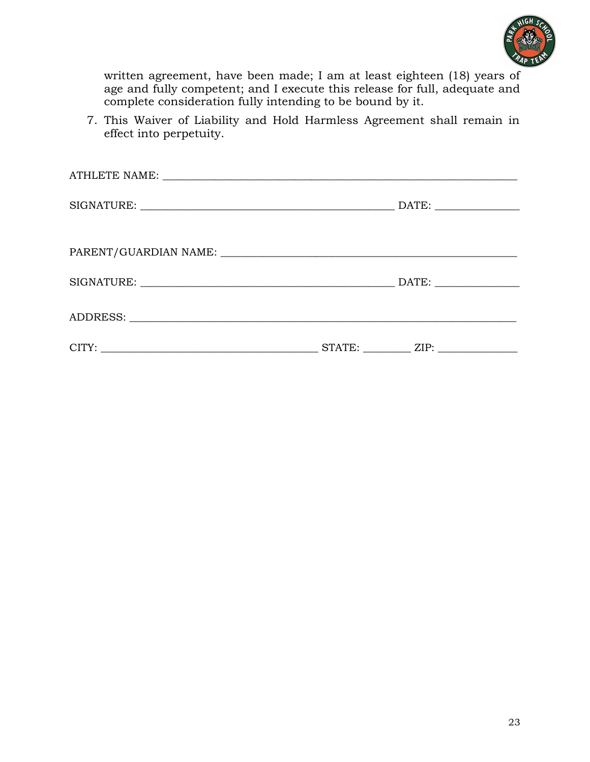written agreement, have been made; I am at least eighteen (18) years of age and fully competent; and I execute this release for full, adequate and complete consideration fully intending to be bound by it.

7. This Waiver of Liability and Hold Harmless Agreement shall remain in effect into perpetuity.

ATHLETE NAME: ____________________________________________________________

SIGNATURE: ____________________________________________ DATE: ______________

PARENT/GUARDIAN NAME: _____________________________________________________

SIGNATURE: ____________________________________________ DATE: ______________

ADDRESS: __________________________________________________________________

CITY: ______________________________________ STATE: ________ ZIP: _____________